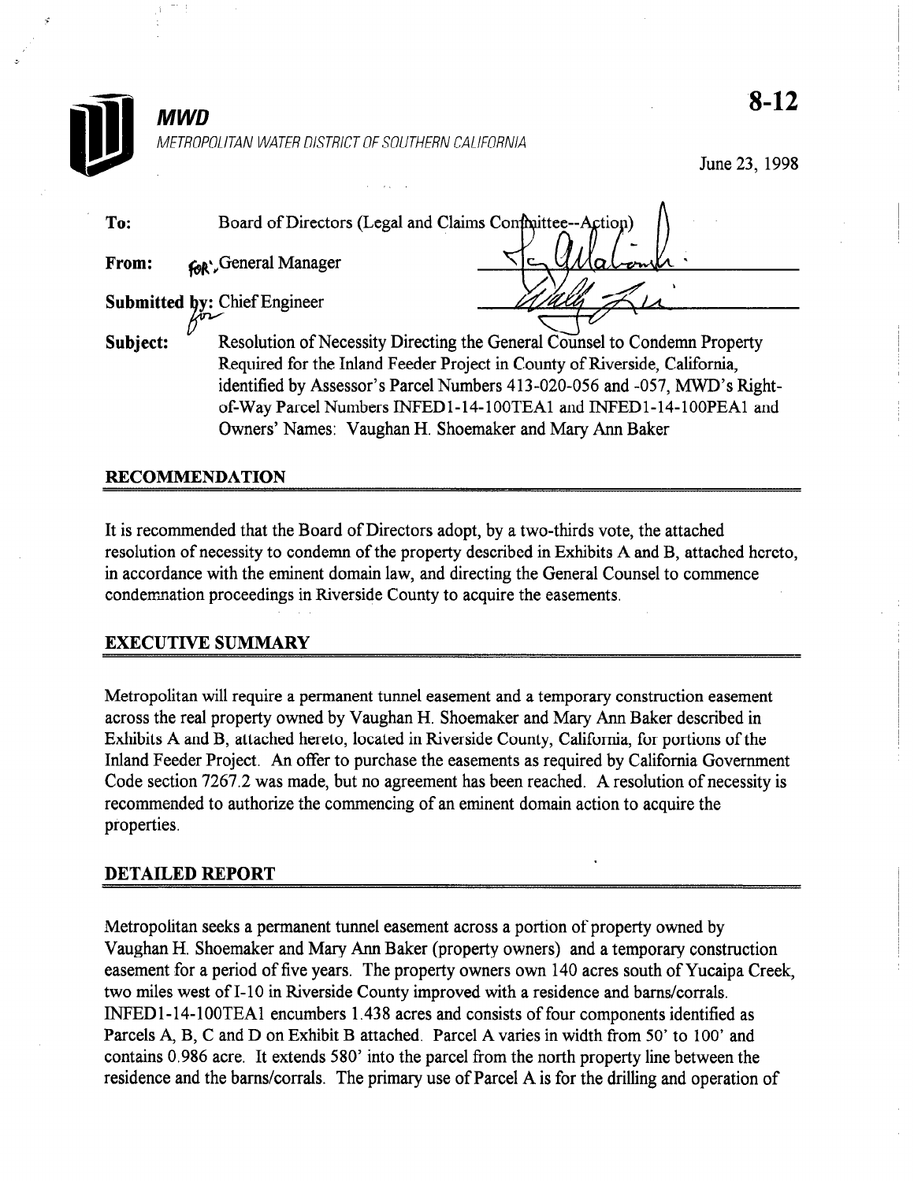# MWD

METROPOLITAN WATER DISTRICT OF SOUTHERN CALIFORNIA

**8-12**

June 23, 1998

**To:** Board of Directors (Legal and Claims Committee--Action)

**From:** for General Manager

**Submitted by:** Chief Engineer

**Subject:** Resolution of Necessity Directing the General Counsel to Condemn Property Required for the Inland Feeder Project in County of Riverside, California, identified by Assessor's Parcel Numbers 413-020-056 and -057, MWD's Right-of-Way Parcel Numbers INFED1-14-100TEA1 and INFED1-14-100PEA1 and Owners' Names: Vaughan H. Shoemaker and Mary Ann Baker

## RECOMMENDATION

It is recommended that the Board of Directors adopt, by a two-thirds vote, the attached resolution of necessity to condemn of the property described in Exhibits A and B, attached hereto, in accordance with the eminent domain law, and directing the General Counsel to commence condemnation proceedings in Riverside County to acquire the easements.

## EXECUTIVE SUMMARY

Metropolitan will require a permanent tunnel easement and a temporary construction easement across the real property owned by Vaughan H. Shoemaker and Mary Ann Baker described in Exhibits A and B, attached hereto, located in Riverside County, California, for portions of the Inland Feeder Project. An offer to purchase the easements as required by California Government Code section 7267.2 was made, but no agreement has been reached. A resolution of necessity is recommended to authorize the commencing of an eminent domain action to acquire the properties.

## DETAILED REPORT

Metropolitan seeks a permanent tunnel easement across a portion of property owned by Vaughan H. Shoemaker and Mary Ann Baker (property owners) and a temporary construction easement for a period of five years. The property owners own 140 acres south of Yucaipa Creek, two miles west of I-10 in Riverside County improved with a residence and barns/corrals. INFED1-14-100TEA1 encumbers 1.438 acres and consists of four components identified as Parcels A, B, C and D on Exhibit B attached. Parcel A varies in width from 50' to 100' and contains 0.986 acre. It extends 580' into the parcel from the north property line between the residence and the barns/corrals. The primary use of Parcel A is for the drilling and operation of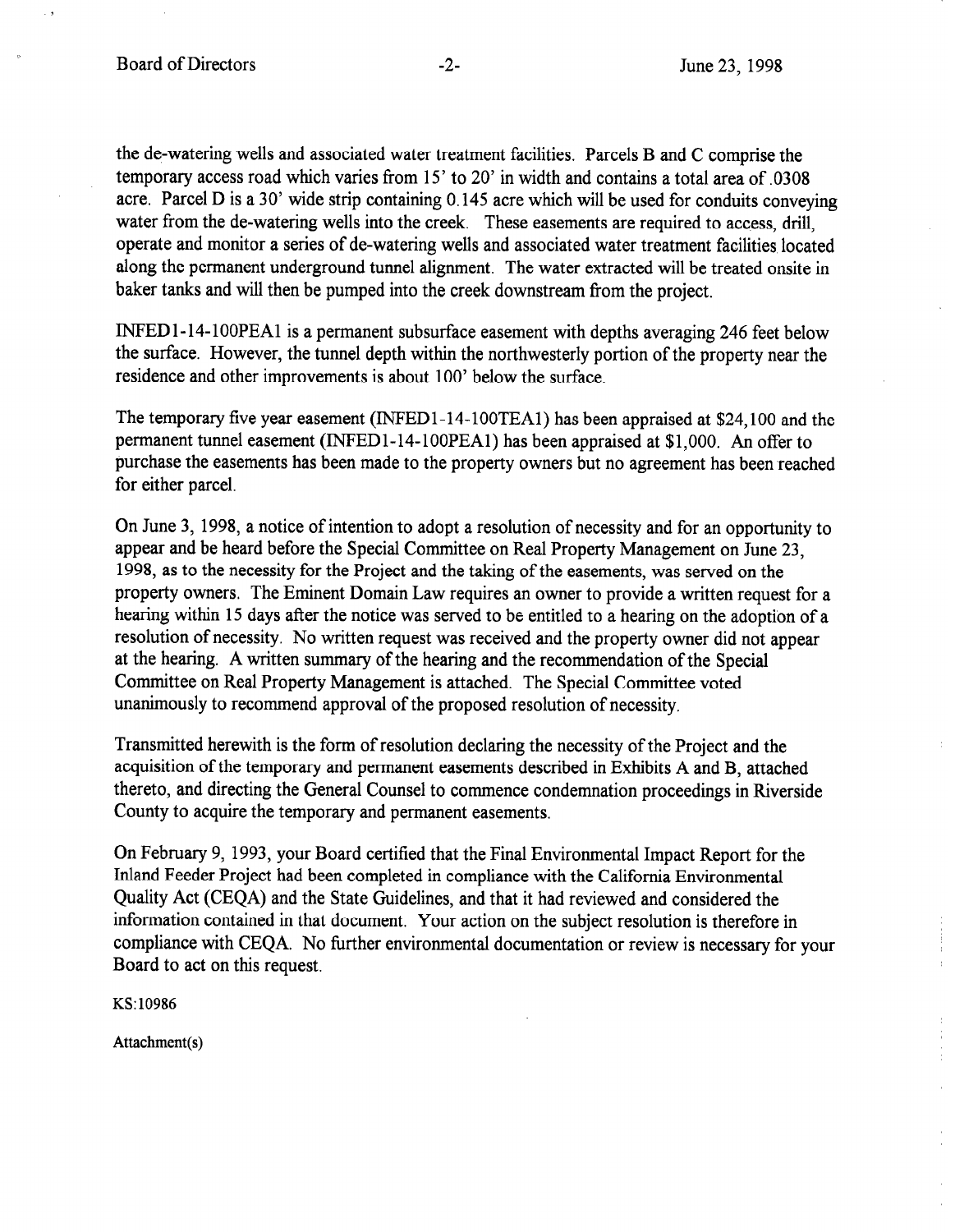the de-watering wells and associated water treatment facilities. Parcels B and C comprise the temporary access road which varies from 15' to 20' in width and contains a total area of .0308 acre. Parcel D is a 30' wide strip containing 0.145 acre which will be used for conduits conveying water from the de-watering wells into the creek. These easements are required to access, drill, operate and monitor a series of de-watering wells and associated water treatment facilities located along the permanent underground tunnel alignment. The water extracted will be treated onsite in baker tanks and will then be pumped into the creek downstream from the project.

INFED1-14-100PEA1 is a permanent subsurface easement with depths averaging 246 feet below the surface. However, the tunnel depth within the northwesterly portion of the property near the residence and other improvements is about 100' below the surface.

The temporary five year easement (INFED1-14-100TEA1) has been appraised at $24,100 and the permanent tunnel easement (INFED1-14-100PEA1) has been appraised at $1,000. An offer to purchase the easements has been made to the property owners but no agreement has been reached for either parcel.

On June 3, 1998, a notice of intention to adopt a resolution of necessity and for an opportunity to appear and be heard before the Special Committee on Real Property Management on June 23, 1998, as to the necessity for the Project and the taking of the easements, was served on the property owners. The Eminent Domain Law requires an owner to provide a written request for a hearing within 15 days after the notice was served to be entitled to a hearing on the adoption of a resolution of necessity. No written request was received and the property owner did not appear at the hearing. A written summary of the hearing and the recommendation of the Special Committee on Real Property Management is attached. The Special Committee voted unanimously to recommend approval of the proposed resolution of necessity.

Transmitted herewith is the form of resolution declaring the necessity of the Project and the acquisition of the temporary and permanent easements described in Exhibits A and B, attached thereto, and directing the General Counsel to commence condemnation proceedings in Riverside County to acquire the temporary and permanent easements.

On February 9, 1993, your Board certified that the Final Environmental Impact Report for the Inland Feeder Project had been completed in compliance with the California Environmental Quality Act (CEQA) and the State Guidelines, and that it had reviewed and considered the information contained in that document. Your action on the subject resolution is therefore in compliance with CEQA. No further environmental documentation or review is necessary for your Board to act on this request.

KS:10986

Attachment(s)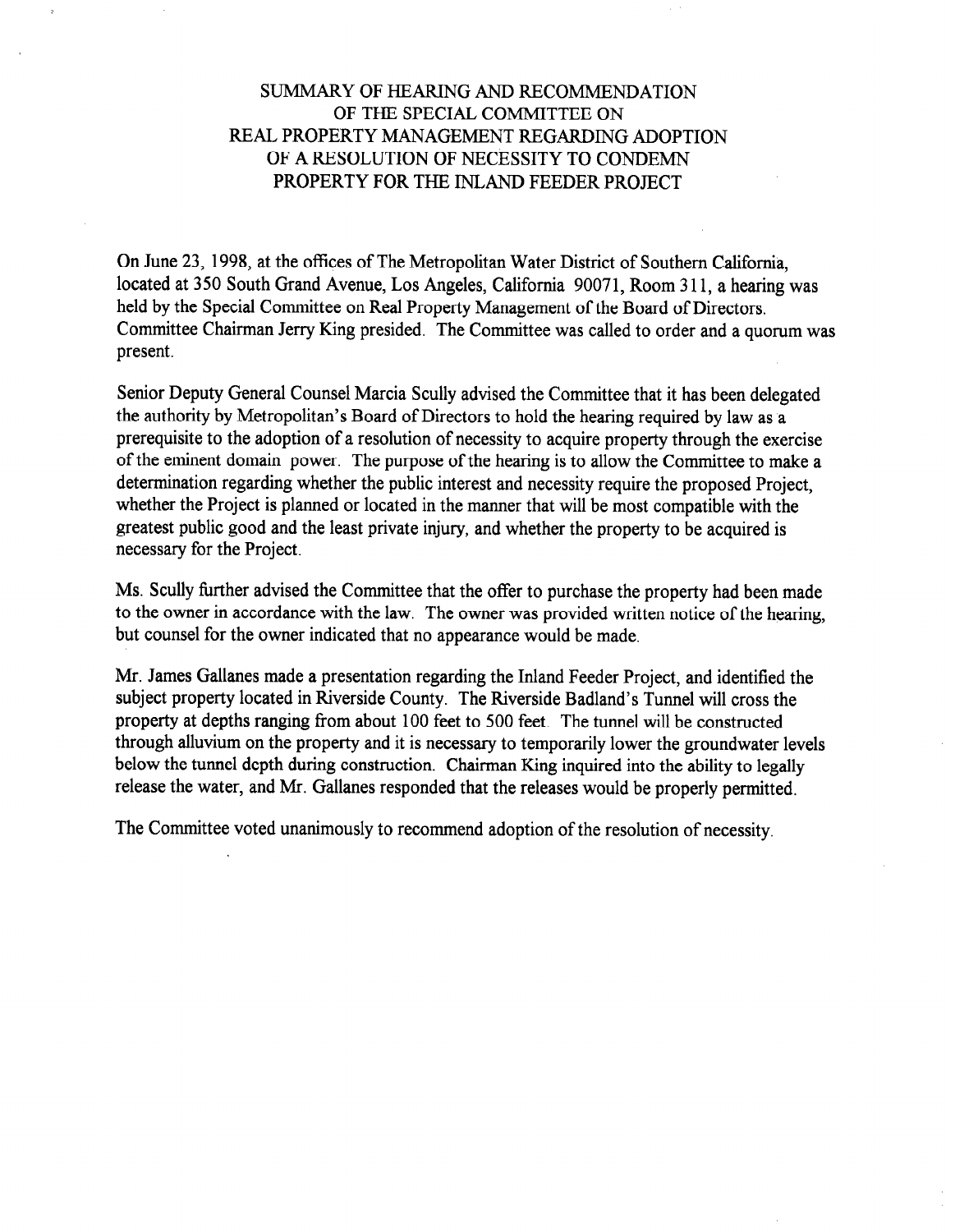# SUMMARY OF HEARING AND RECOMMENDATION OF THE SPECIAL COMMITTEE ON REAL PROPERTY MANAGEMENT REGARDING ADOPTION OF A RESOLUTION OF NECESSITY TO CONDEMN PROPERTY FOR THE INLAND FEEDER PROJECT

On June 23, 1998, at the offices of The Metropolitan Water District of Southern California, located at 350 South Grand Avenue, Los Angeles, California 90071, Room 311, a hearing was held by the Special Committee on Real Property Management of the Board of Directors. Committee Chairman Jerry King presided. The Committee was called to order and a quorum was present.

Senior Deputy General Counsel Marcia Scully advised the Committee that it has been delegated the authority by Metropolitan's Board of Directors to hold the hearing required by law as a prerequisite to the adoption of a resolution of necessity to acquire property through the exercise of the eminent domain power. The purpose of the hearing is to allow the Committee to make a determination regarding whether the public interest and necessity require the proposed Project, whether the Project is planned or located in the manner that will be most compatible with the greatest public good and the least private injury, and whether the property to be acquired is necessary for the Project.

Ms. Scully further advised the Committee that the offer to purchase the property had been made to the owner in accordance with the law. The owner was provided written notice of the hearing, but counsel for the owner indicated that no appearance would be made.

Mr. James Gallanes made a presentation regarding the Inland Feeder Project, and identified the subject property located in Riverside County. The Riverside Badland's Tunnel will cross the property at depths ranging from about 100 feet to 500 feet. The tunnel will be constructed through alluvium on the property and it is necessary to temporarily lower the groundwater levels below the tunnel depth during construction. Chairman King inquired into the ability to legally release the water, and Mr. Gallanes responded that the releases would be properly permitted.

The Committee voted unanimously to recommend adoption of the resolution of necessity.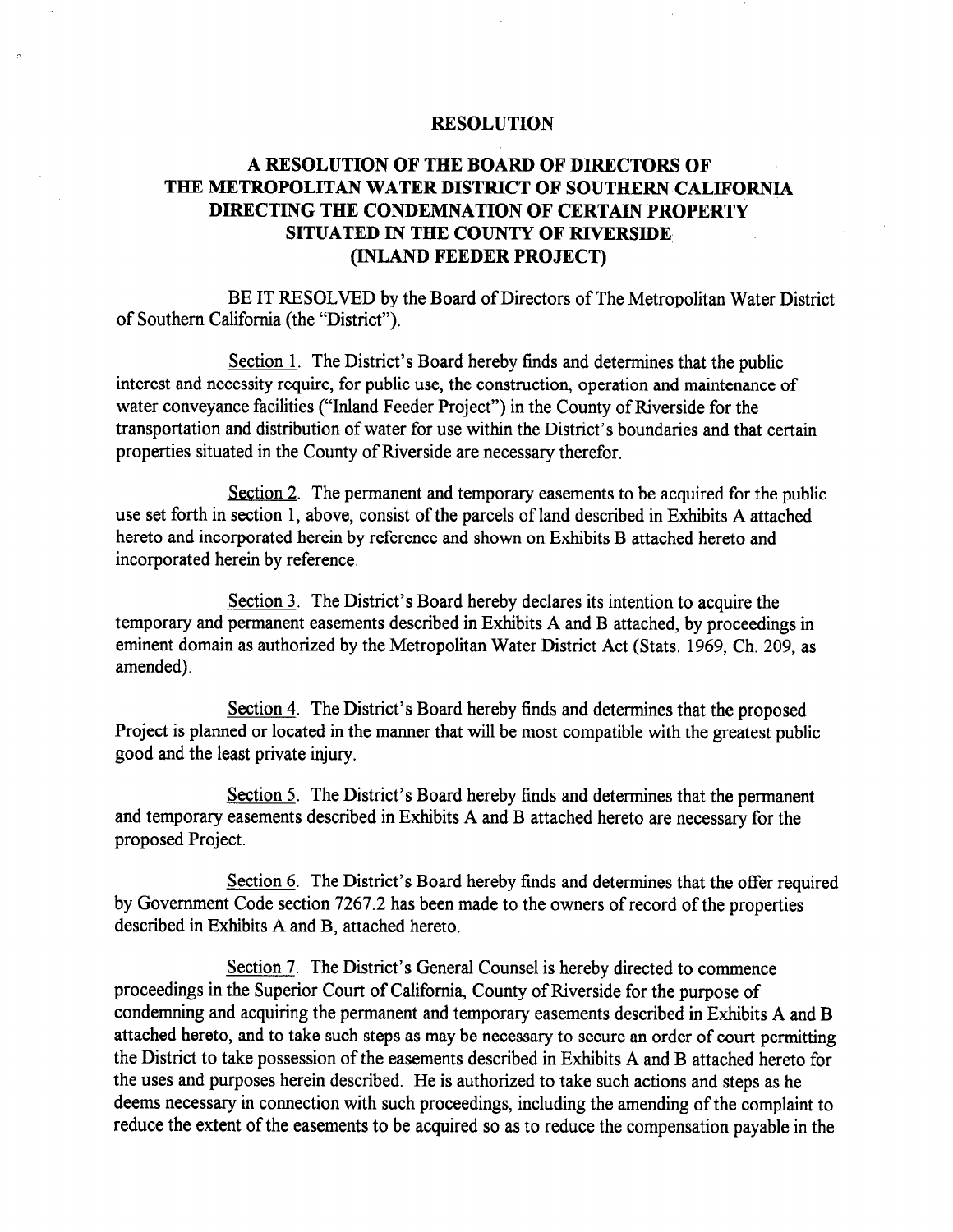## RESOLUTION

## A RESOLUTION OF THE BOARD OF DIRECTORS OF THE METROPOLITAN WATER DISTRICT OF SOUTHERN CALIFORNIA DIRECTING THE CONDEMNATION OF CERTAIN PROPERTY SITUATED IN THE COUNTY OF RIVERSIDE (INLAND FEEDER PROJECT)

BE IT RESOLVED by the Board of Directors of The Metropolitan Water District of Southern California (the "District").

Section 1. The District's Board hereby finds and determines that the public interest and necessity require, for public use, the construction, operation and maintenance of water conveyance facilities ("Inland Feeder Project") in the County of Riverside for the transportation and distribution of water for use within the District's boundaries and that certain properties situated in the County of Riverside are necessary therefor.

Section 2. The permanent and temporary easements to be acquired for the public use set forth in section 1, above, consist of the parcels of land described in Exhibits A attached hereto and incorporated herein by reference and shown on Exhibits B attached hereto and incorporated herein by reference.

Section 3. The District's Board hereby declares its intention to acquire the temporary and permanent easements described in Exhibits A and B attached, by proceedings in eminent domain as authorized by the Metropolitan Water District Act (Stats. 1969, Ch. 209, as amended).

Section 4. The District's Board hereby finds and determines that the proposed Project is planned or located in the manner that will be most compatible with the greatest public good and the least private injury.

Section 5. The District's Board hereby finds and determines that the permanent and temporary easements described in Exhibits A and B attached hereto are necessary for the proposed Project.

Section 6. The District's Board hereby finds and determines that the offer required by Government Code section 7267.2 has been made to the owners of record of the properties described in Exhibits A and B, attached hereto.

Section 7. The District's General Counsel is hereby directed to commence proceedings in the Superior Court of California, County of Riverside for the purpose of condemning and acquiring the permanent and temporary easements described in Exhibits A and B attached hereto, and to take such steps as may be necessary to secure an order of court permitting the District to take possession of the easements described in Exhibits A and B attached hereto for the uses and purposes herein described. He is authorized to take such actions and steps as he deems necessary in connection with such proceedings, including the amending of the complaint to reduce the extent of the easements to be acquired so as to reduce the compensation payable in the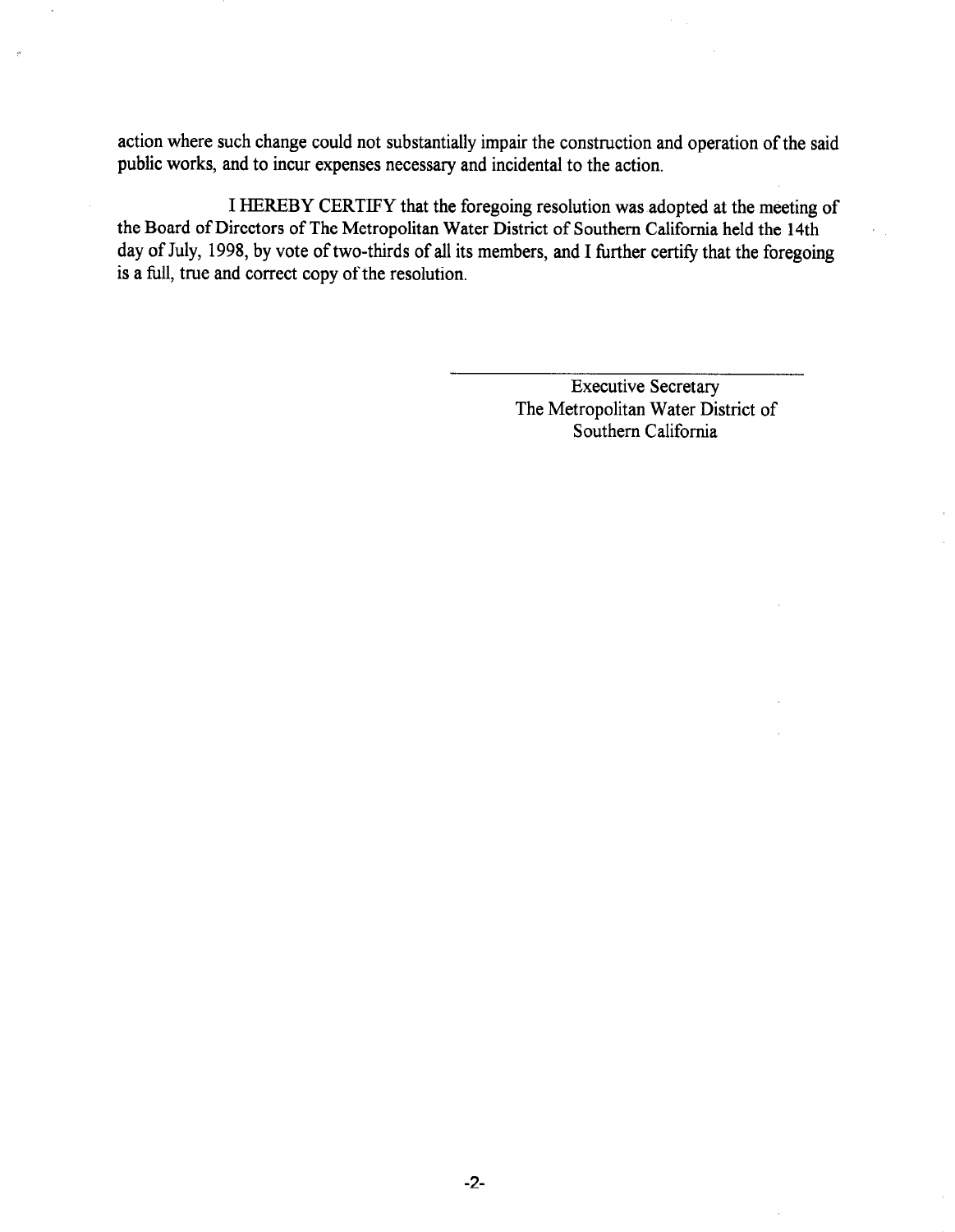action where such change could not substantially impair the construction and operation of the said public works, and to incur expenses necessary and incidental to the action.

I HEREBY CERTIFY that the foregoing resolution was adopted at the meeting of the Board of Directors of The Metropolitan Water District of Southern California held the 14th day of July, 1998, by vote of two-thirds of all its members, and I further certify that the foregoing is a full, true and correct copy of the resolution.

Executive Secretary
The Metropolitan Water District of
Southern California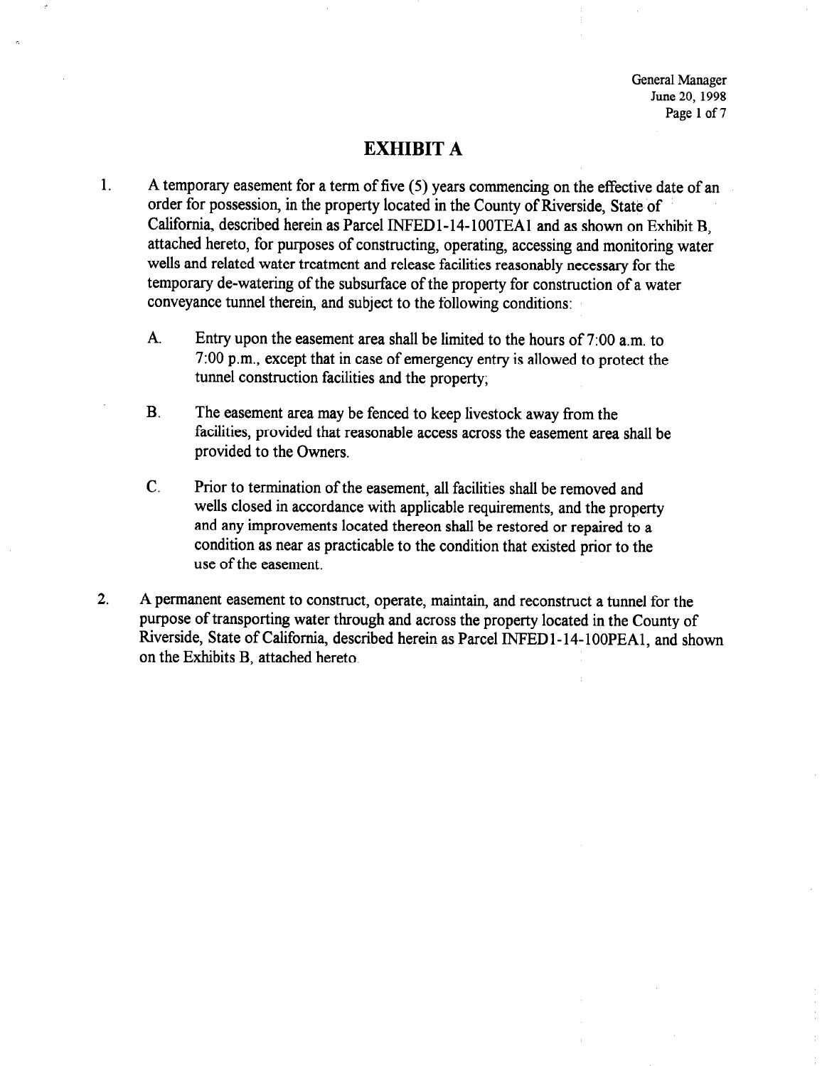# EXHIBIT A

1. A temporary easement for a term of five (5) years commencing on the effective date of an order for possession, in the property located in the County of Riverside, State of California, described herein as Parcel INFED1-14-100TEA1 and as shown on Exhibit B, attached hereto, for purposes of constructing, operating, accessing and monitoring water wells and related water treatment and release facilities reasonably necessary for the temporary de-watering of the subsurface of the property for construction of a water conveyance tunnel therein, and subject to the following conditions:

   A. Entry upon the easement area shall be limited to the hours of 7:00 a.m. to 7:00 p.m., except that in case of emergency entry is allowed to protect the tunnel construction facilities and the property;

   B. The easement area may be fenced to keep livestock away from the facilities, provided that reasonable access across the easement area shall be provided to the Owners.

   C. Prior to termination of the easement, all facilities shall be removed and wells closed in accordance with applicable requirements, and the property and any improvements located thereon shall be restored or repaired to a condition as near as practicable to the condition that existed prior to the use of the easement.

2. A permanent easement to construct, operate, maintain, and reconstruct a tunnel for the purpose of transporting water through and across the property located in the County of Riverside, State of California, described herein as Parcel INFED1-14-100PEA1, and shown on the Exhibits B, attached hereto.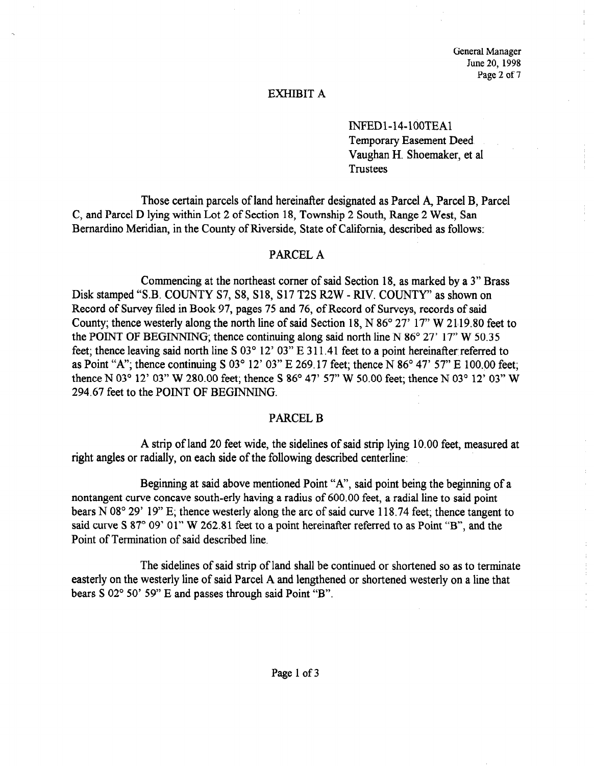# EXHIBIT A

INFED1-14-100TEA1
Temporary Easement Deed
Vaughan H. Shoemaker, et al
Trustees

Those certain parcels of land hereinafter designated as Parcel A, Parcel B, Parcel C, and Parcel D lying within Lot 2 of Section 18, Township 2 South, Range 2 West, San Bernardino Meridian, in the County of Riverside, State of California, described as follows:

## PARCEL A

Commencing at the northeast corner of said Section 18, as marked by a 3" Brass Disk stamped "S.B. COUNTY S7, S8, S18, S17 T2S R2W - RIV. COUNTY" as shown on Record of Survey filed in Book 97, pages 75 and 76, of Record of Surveys, records of said County; thence westerly along the north line of said Section 18, N 86° 27' 17" W 2119.80 feet to the POINT OF BEGINNING; thence continuing along said north line N 86° 27' 17" W 50.35 feet; thence leaving said north line S 03° 12' 03" E 311.41 feet to a point hereinafter referred to as Point "A"; thence continuing S 03° 12' 03" E 269.17 feet; thence N 86° 47' 57" E 100.00 feet; thence N 03° 12' 03" W 280.00 feet; thence S 86° 47' 57" W 50.00 feet; thence N 03° 12' 03" W 294.67 feet to the POINT OF BEGINNING.

## PARCEL B

A strip of land 20 feet wide, the sidelines of said strip lying 10.00 feet, measured at right angles or radially, on each side of the following described centerline:

Beginning at said above mentioned Point "A", said point being the beginning of a nontangent curve concave south-erly having a radius of 600.00 feet, a radial line to said point bears N 08° 29' 19" E; thence westerly along the arc of said curve 118.74 feet; thence tangent to said curve S 87° 09' 01" W 262.81 feet to a point hereinafter referred to as Point "B", and the Point of Termination of said described line.

The sidelines of said strip of land shall be continued or shortened so as to terminate easterly on the westerly line of said Parcel A and lengthened or shortened westerly on a line that bears S 02° 50' 59" E and passes through said Point "B".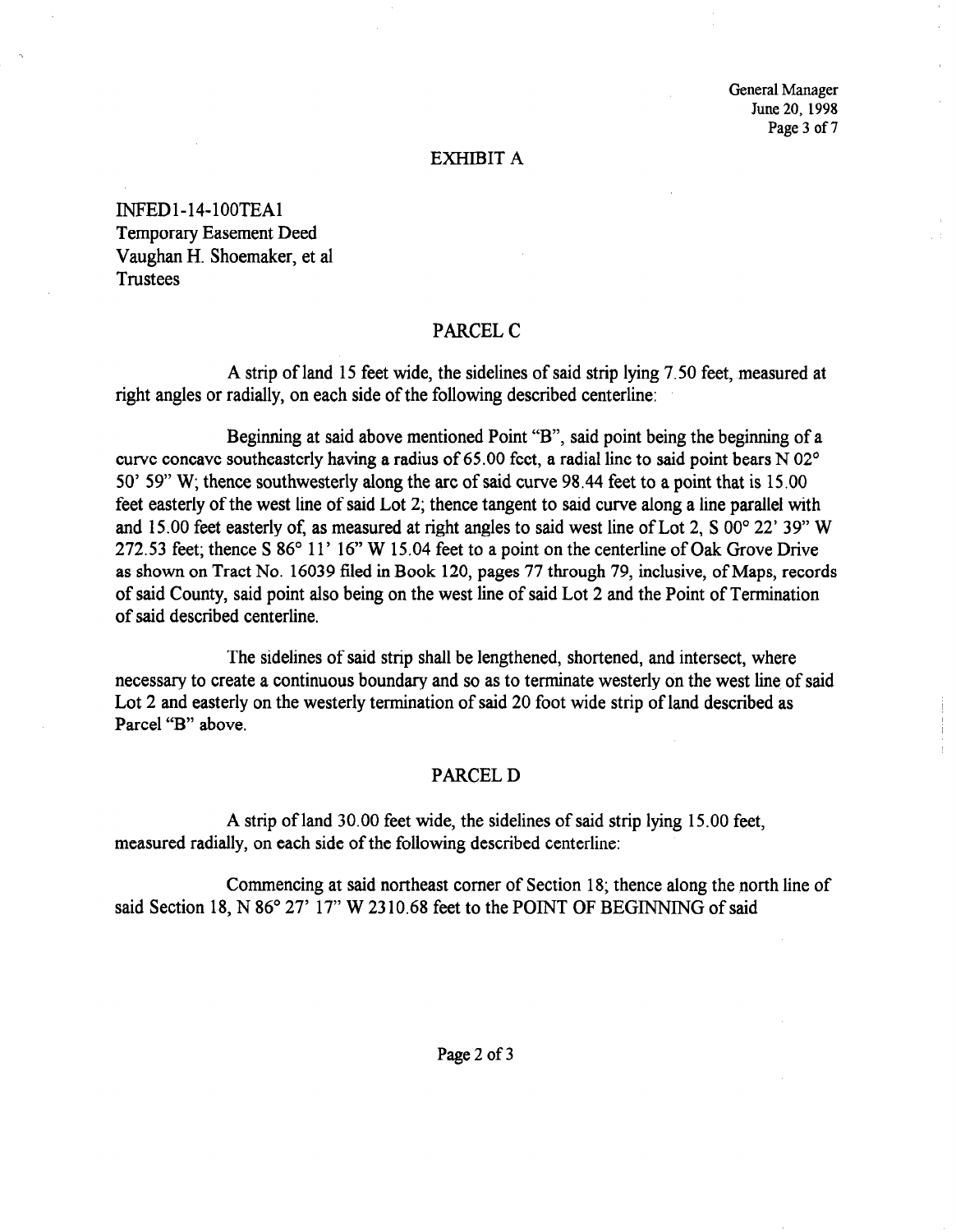# EXHIBIT A

INFED1-14-100TEA1
Temporary Easement Deed
Vaughan H. Shoemaker, et al
Trustees

## PARCEL C

A strip of land 15 feet wide, the sidelines of said strip lying 7.50 feet, measured at right angles or radially, on each side of the following described centerline:

Beginning at said above mentioned Point "B", said point being the beginning of a curve concave southeasterly having a radius of 65.00 feet, a radial line to said point bears N 02° 50' 59" W; thence southwesterly along the arc of said curve 98.44 feet to a point that is 15.00 feet easterly of the west line of said Lot 2; thence tangent to said curve along a line parallel with and 15.00 feet easterly of, as measured at right angles to said west line of Lot 2, S 00° 22' 39" W 272.53 feet; thence S 86° 11' 16" W 15.04 feet to a point on the centerline of Oak Grove Drive as shown on Tract No. 16039 filed in Book 120, pages 77 through 79, inclusive, of Maps, records of said County, said point also being on the west line of said Lot 2 and the Point of Termination of said described centerline.

The sidelines of said strip shall be lengthened, shortened, and intersect, where necessary to create a continuous boundary and so as to terminate westerly on the west line of said Lot 2 and easterly on the westerly termination of said 20 foot wide strip of land described as Parcel "B" above.

## PARCEL D

A strip of land 30.00 feet wide, the sidelines of said strip lying 15.00 feet, measured radially, on each side of the following described centerline:

Commencing at said northeast corner of Section 18; thence along the north line of said Section 18, N 86° 27' 17" W 2310.68 feet to the POINT OF BEGINNING of said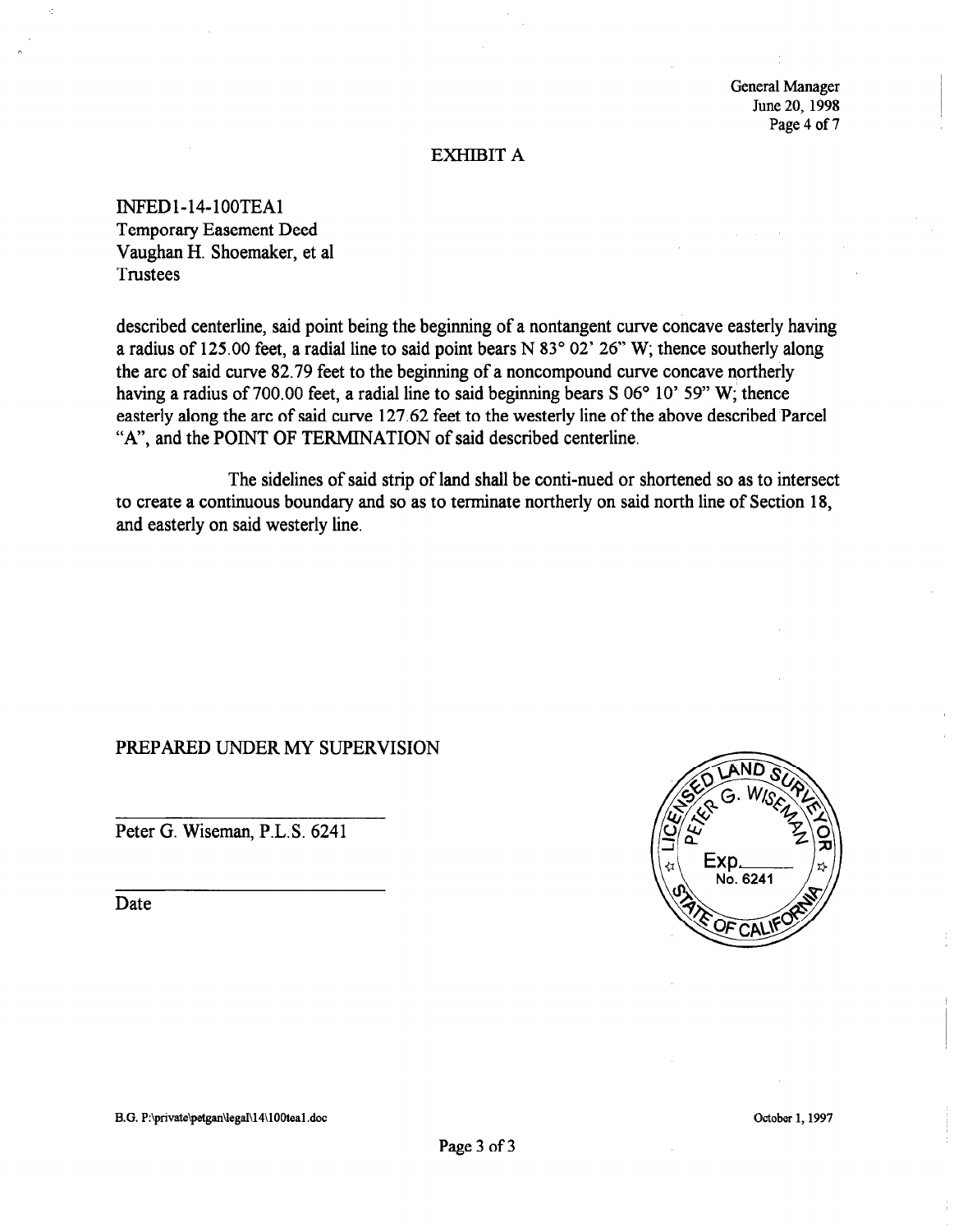## EXHIBIT A

INFED1-14-100TEA1
Temporary Easement Deed
Vaughan H. Shoemaker, et al
Trustees

described centerline, said point being the beginning of a nontangent curve concave easterly having a radius of 125.00 feet, a radial line to said point bears N 83° 02' 26" W; thence southerly along the arc of said curve 82.79 feet to the beginning of a noncompound curve concave northerly having a radius of 700.00 feet, a radial line to said beginning bears S 06° 10' 59" W; thence easterly along the arc of said curve 127.62 feet to the westerly line of the above described Parcel "A", and the POINT OF TERMINATION of said described centerline.

The sidelines of said strip of land shall be conti-nued or shortened so as to intersect to create a continuous boundary and so as to terminate northerly on said north line of Section 18, and easterly on said westerly line.

PREPARED UNDER MY SUPERVISION

______________________________
Peter G. Wiseman, P.L.S. 6241

______________________________
Date

LICENSED LAND SURVEYOR
PETER G. WISEMAN
Exp.______
No. 6241
STATE OF CALIFORNIA

B.G. P:\private\petgan\legal\14\100tea1.doc

October 1, 1997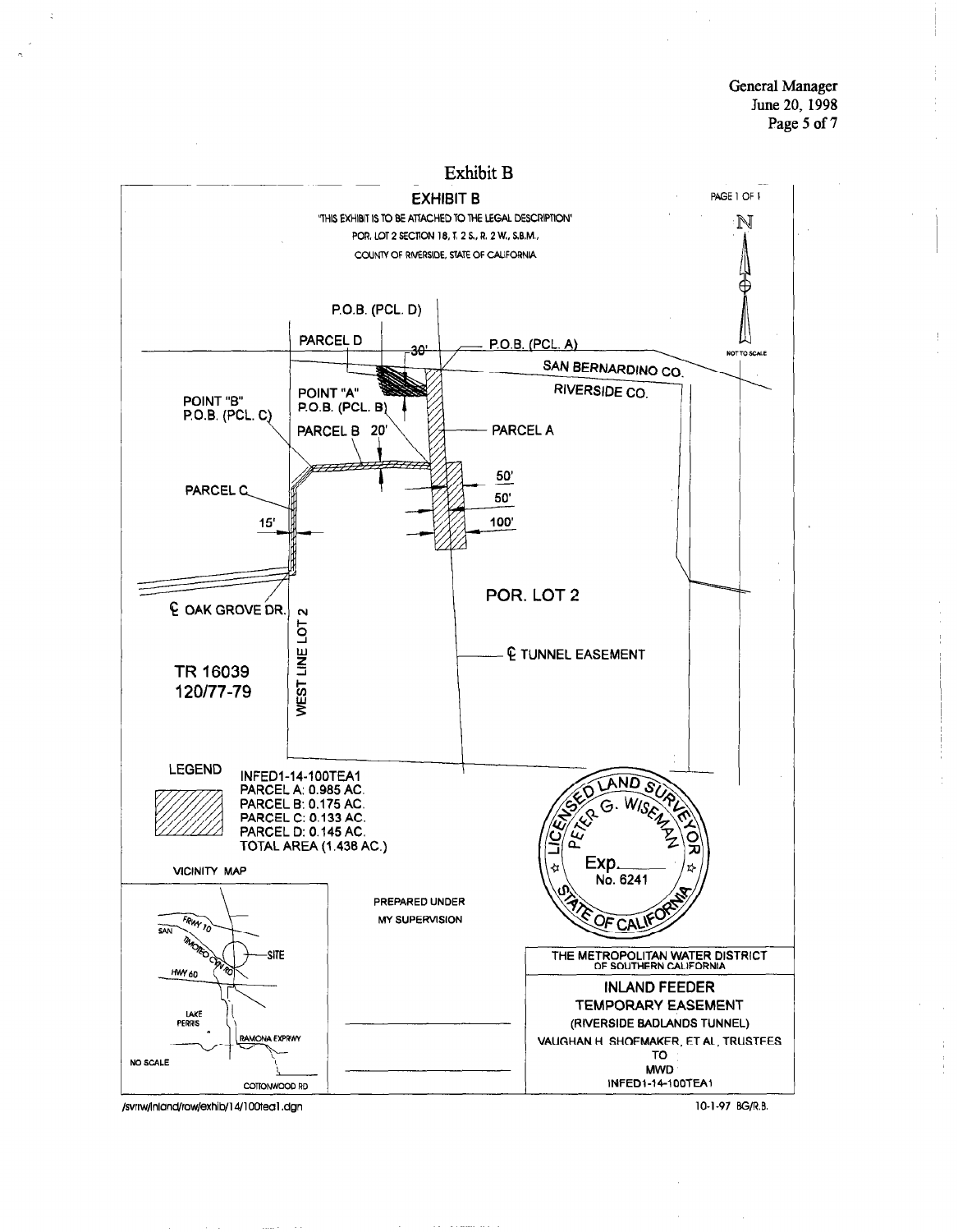# Exhibit B

## EXHIBIT B

"THIS EXHIBIT IS TO BE ATTACHED TO THE LEGAL DESCRIPTION"

POR. LOT 2 SECTION 18, T. 2 S., R. 2 W., S.B.M.,

COUNTY OF RIVERSIDE, STATE OF CALIFORNIA

PAGE 1 OF 1

N

NOT TO SCALE

P.O.B. (PCL. D)

PARCEL D

30'

P.O.B. (PCL. A)

SAN BERNARDINO CO.

RIVERSIDE CO.

POINT "B"
P.O.B. (PCL. C)

POINT "A"
P.O.B. (PCL. B)

PARCEL B 20'

PARCEL A

PARCEL C

50'

50'

100'

15'

℄ OAK GROVE DR.

WEST LINE LOT 2

POR. LOT 2

℄ TUNNEL EASEMENT

TR 16039
120/77-79

LEGEND

INFED1-14-100TEA1
PARCEL A: 0.985 AC.
PARCEL B: 0.175 AC.
PARCEL C: 0.133 AC.
PARCEL D: 0.145 AC.
TOTAL AREA (1.438 AC.)

VICINITY MAP

FRWY 10, SAN TIMOTEO CYN RD, SITE, HWY 60, LAKE PERRIS, RAMONA EXPRWY, COTTONWOOD RD

NO SCALE

PREPARED UNDER MY SUPERVISION

LICENSED LAND SURVEYOR PETER G. WISEMAN Exp.\_\_\_\_ No. 6241 STATE OF CALIFORNIA

THE METROPOLITAN WATER DISTRICT OF SOUTHERN CALIFORNIA

INLAND FEEDER
TEMPORARY EASEMENT
(RIVERSIDE BADLANDS TUNNEL)
VAUGHAN H. SHOEMAKER, ET AL, TRUSTEES
TO
MWD
INFED1-14-100TEA1

/svmw/inland/row/exhib/14/100tea1.dgn

10-1-97 BG/R.B.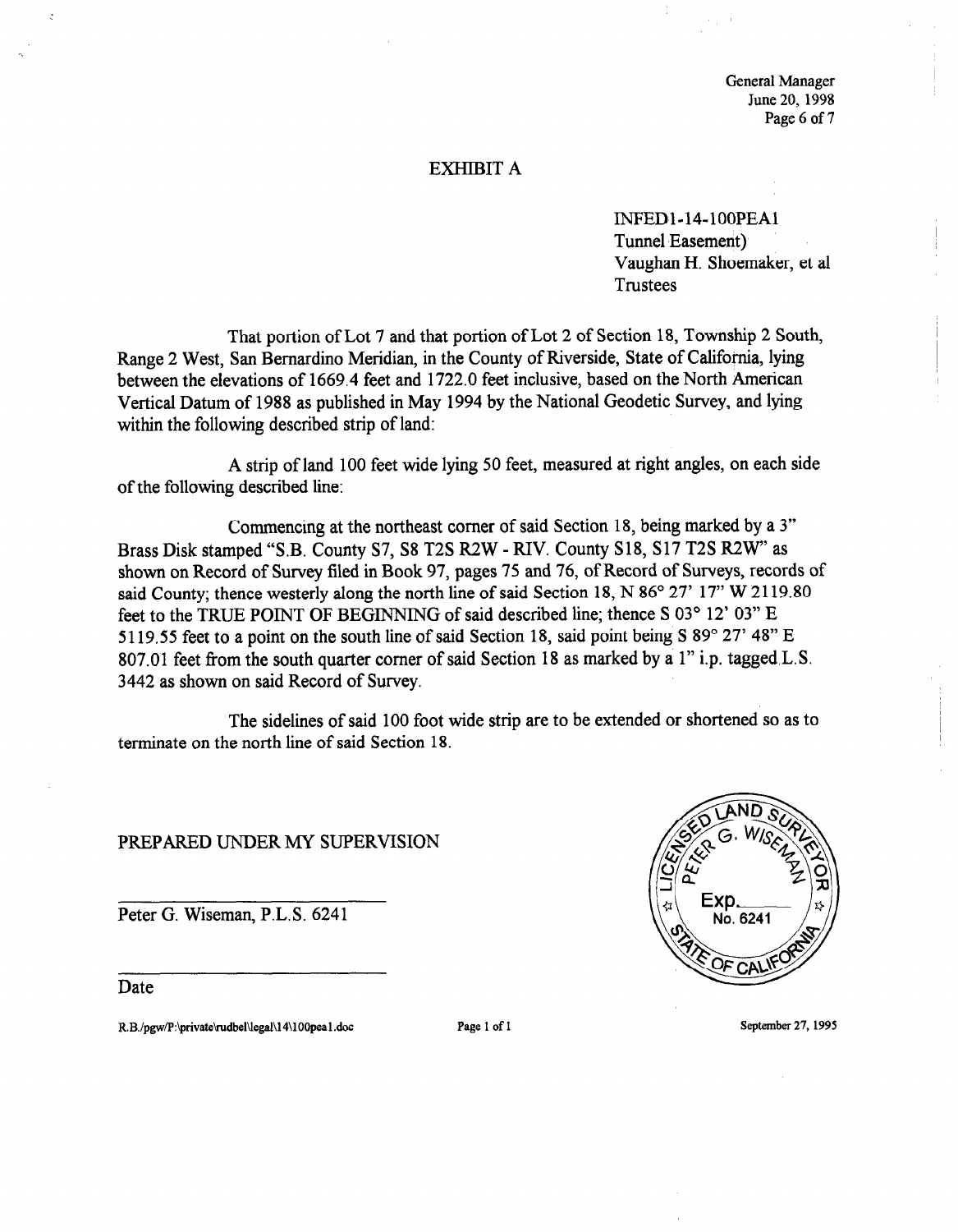# EXHIBIT A

INFED1-14-100PEA1
Tunnel Easement)
Vaughan H. Shoemaker, et al
Trustees

That portion of Lot 7 and that portion of Lot 2 of Section 18, Township 2 South, Range 2 West, San Bernardino Meridian, in the County of Riverside, State of California, lying between the elevations of 1669.4 feet and 1722.0 feet inclusive, based on the North American Vertical Datum of 1988 as published in May 1994 by the National Geodetic Survey, and lying within the following described strip of land:

A strip of land 100 feet wide lying 50 feet, measured at right angles, on each side of the following described line:

Commencing at the northeast corner of said Section 18, being marked by a 3" Brass Disk stamped "S.B. County S7, S8 T2S R2W - RIV. County S18, S17 T2S R2W" as shown on Record of Survey filed in Book 97, pages 75 and 76, of Record of Surveys, records of said County; thence westerly along the north line of said Section 18, N 86° 27' 17" W 2119.80 feet to the TRUE POINT OF BEGINNING of said described line; thence S 03° 12' 03" E 5119.55 feet to a point on the south line of said Section 18, said point being S 89° 27' 48" E 807.01 feet from the south quarter corner of said Section 18 as marked by a 1" i.p. tagged L.S. 3442 as shown on said Record of Survey.

The sidelines of said 100 foot wide strip are to be extended or shortened so as to terminate on the north line of said Section 18.

PREPARED UNDER MY SUPERVISION

\_\_\_\_\_\_\_\_\_\_\_\_\_\_\_\_\_\_\_\_\_\_\_\_

Peter G. Wiseman, P.L.S. 6241

\_\_\_\_\_\_\_\_\_\_\_\_\_\_\_\_\_\_\_\_\_\_\_\_

Date

LICENSED LAND SURVEYOR
PETER G. WISEMAN
Exp.\_\_\_\_\_
No. 6241
STATE OF CALIFORNIA

R.B./pgw/P:\private\rudbel\legal\14\100pea1.doc

September 27, 1995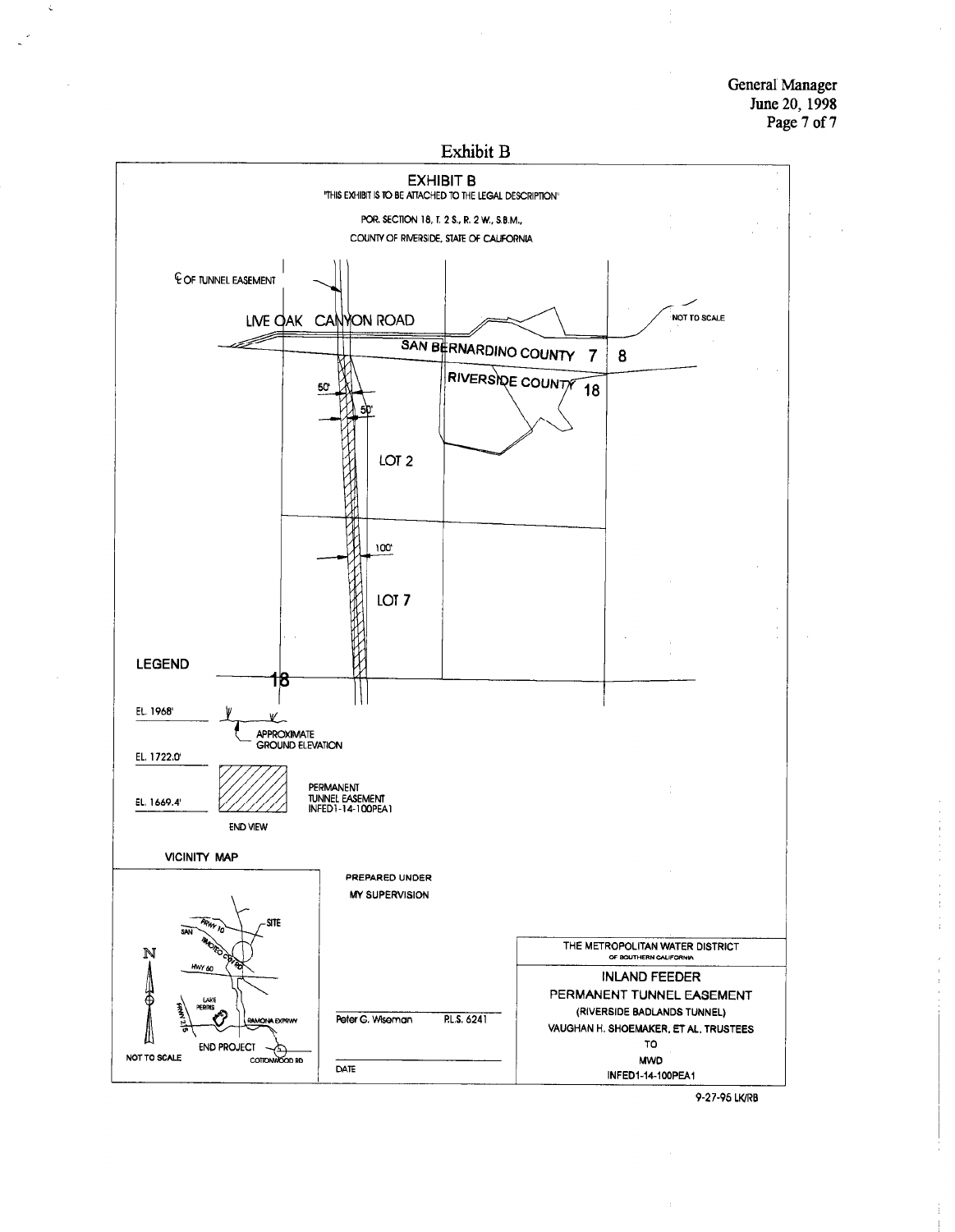Exhibit B

## EXHIBIT B

"THIS EXHIBIT IS TO BE ATTACHED TO THE LEGAL DESCRIPTION"

POR. SECTION 18, T. 2 S., R. 2 W., S.B.M.,

COUNTY OF RIVERSIDE, STATE OF CALIFORNIA

℄ OF TUNNEL EASEMENT

LIVE OAK CANYON ROAD

NOT TO SCALE

SAN BERNARDINO COUNTY 7 | 8

RIVERSIDE COUNTY 18

50'

50'

LOT 2

100'

LOT 7

18

**LEGEND**

EL. 1968'

APPROXIMATE GROUND ELEVATION

EL. 1722.0'

EL. 1669.4'

PERMANENT TUNNEL EASEMENT INFED1-14-100PEA1

END VIEW

**VICINITY MAP**

N

FRWY 10

SAN

TIMOTEO CYN RD

SITE

HWY 60

LAKE PERRIS

FRWY 215

RAMONA EXPRWY

END PROJECT

COTTONWOOD RD

NOT TO SCALE

PREPARED UNDER MY SUPERVISION

Peter G. Wiseman P.L.S. 6241

DATE

THE METROPOLITAN WATER DISTRICT OF SOUTHERN CALIFORNIA

INLAND FEEDER

PERMANENT TUNNEL EASEMENT

(RIVERSIDE BADLANDS TUNNEL)

VAUGHAN H. SHOEMAKER, ET AL. TRUSTEES

TO

MWD

INFED1-14-100PEA1

9-27-95 LK/RB